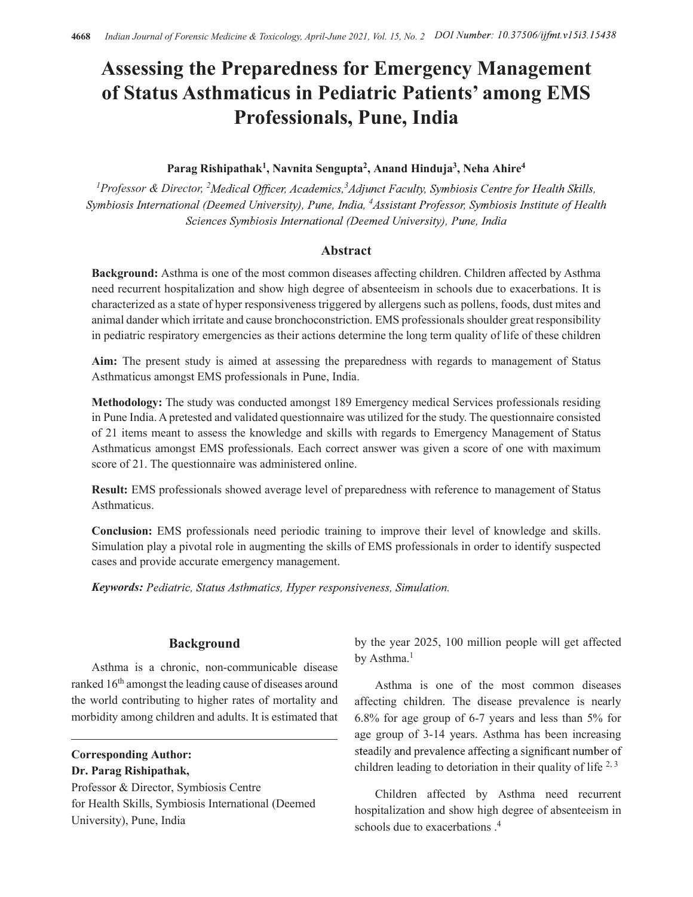# Assessing the Preparedness for Emergency Management of Status Asthmaticus in Pediatric Patients' among EMS Professionals, Pune, India

**Parag Rishipathak[1], Navnita Sengupta[2], Anand Hinduja[3], Neha Ahire[4]**

*[1]Professor & Director, [2]Medical Officer, Academics,[3]Adjunct Faculty, Symbiosis Centre for Health Skills, Symbiosis International (Deemed University), Pune, India, [4]Assistant Professor, Symbiosis Institute of Health Sciences Symbiosis International (Deemed University), Pune, India*

## Abstract

**Background:** Asthma is one of the most common diseases affecting children. Children affected by Asthma need recurrent hospitalization and show high degree of absenteeism in schools due to exacerbations. It is characterized as a state of hyper responsiveness triggered by allergens such as pollens, foods, dust mites and animal dander which irritate and cause bronchoconstriction. EMS professionals shoulder great responsibility in pediatric respiratory emergencies as their actions determine the long term quality of life of these children

**Aim:** The present study is aimed at assessing the preparedness with regards to management of Status Asthmaticus amongst EMS professionals in Pune, India.

**Methodology:** The study was conducted amongst 189 Emergency medical Services professionals residing in Pune India. A pretested and validated questionnaire was utilized for the study. The questionnaire consisted of 21 items meant to assess the knowledge and skills with regards to Emergency Management of Status Asthmaticus amongst EMS professionals. Each correct answer was given a score of one with maximum score of 21. The questionnaire was administered online.

**Result:** EMS professionals showed average level of preparedness with reference to management of Status Asthmaticus.

**Conclusion:** EMS professionals need periodic training to improve their level of knowledge and skills. Simulation play a pivotal role in augmenting the skills of EMS professionals in order to identify suspected cases and provide accurate emergency management.

***Keywords:** Pediatric, Status Asthmatics, Hyper responsiveness, Simulation.*

## Background

Asthma is a chronic, non-communicable disease ranked 16th amongst the leading cause of diseases around the world contributing to higher rates of mortality and morbidity among children and adults. It is estimated that by the year 2025, 100 million people will get affected by Asthma.[1]

Asthma is one of the most common diseases affecting children. The disease prevalence is nearly 6.8% for age group of 6-7 years and less than 5% for age group of 3-14 years. Asthma has been increasing steadily and prevalence affecting a significant number of children leading to detoriation in their quality of life [2, 3]

Children affected by Asthma need recurrent hospitalization and show high degree of absenteeism in schools due to exacerbations .[4]

**Corresponding Author:**
**Dr. Parag Rishipathak,**
Professor & Director, Symbiosis Centre for Health Skills, Symbiosis International (Deemed University), Pune, India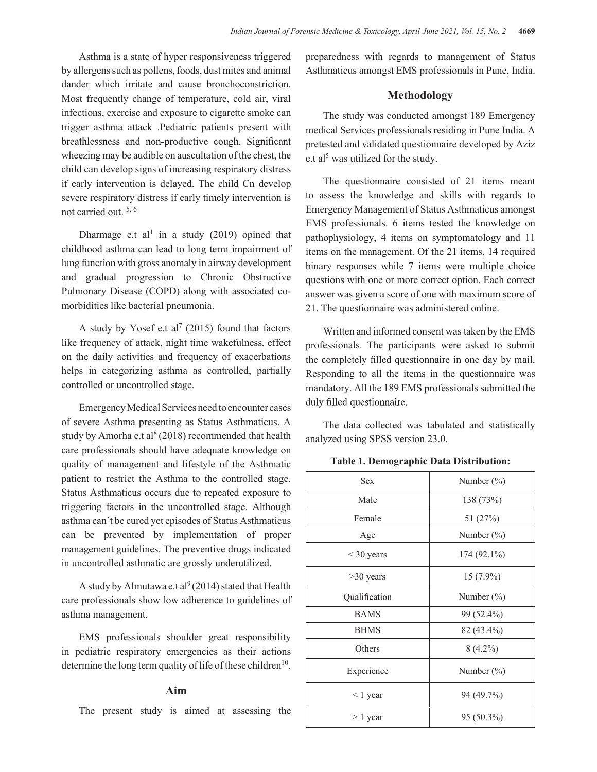Asthma is a state of hyper responsiveness triggered by allergens such as pollens, foods, dust mites and animal dander which irritate and cause bronchoconstriction. Most frequently change of temperature, cold air, viral infections, exercise and exposure to cigarette smoke can trigger asthma attack .Pediatric patients present with breathlessness and non-productive cough. Significant wheezing may be audible on auscultation of the chest, the child can develop signs of increasing respiratory distress if early intervention is delayed. The child Cn develop severe respiratory distress if early timely intervention is not carried out. [5, 6]

Dharmage e.t al[1] in a study (2019) opined that childhood asthma can lead to long term impairment of lung function with gross anomaly in airway development and gradual progression to Chronic Obstructive Pulmonary Disease (COPD) along with associated co-morbidities like bacterial pneumonia.

A study by Yosef e.t al[7] (2015) found that factors like frequency of attack, night time wakefulness, effect on the daily activities and frequency of exacerbations helps in categorizing asthma as controlled, partially controlled or uncontrolled stage.

Emergency Medical Services need to encounter cases of severe Asthma presenting as Status Asthmaticus. A study by Amorha e.t al[8] (2018) recommended that health care professionals should have adequate knowledge on quality of management and lifestyle of the Asthmatic patient to restrict the Asthma to the controlled stage. Status Asthmaticus occurs due to repeated exposure to triggering factors in the uncontrolled stage. Although asthma can't be cured yet episodes of Status Asthmaticus can be prevented by implementation of proper management guidelines. The preventive drugs indicated in uncontrolled asthmatic are grossly underutilized.

A study by Almutawa e.t al[9] (2014) stated that Health care professionals show low adherence to guidelines of asthma management.

EMS professionals shoulder great responsibility in pediatric respiratory emergencies as their actions determine the long term quality of life of these children[10].

## Aim

The present study is aimed at assessing the preparedness with regards to management of Status Asthmaticus amongst EMS professionals in Pune, India.

## Methodology

The study was conducted amongst 189 Emergency medical Services professionals residing in Pune India. A pretested and validated questionnaire developed by Aziz e.t al[5] was utilized for the study.

The questionnaire consisted of 21 items meant to assess the knowledge and skills with regards to Emergency Management of Status Asthmaticus amongst EMS professionals. 6 items tested the knowledge on pathophysiology, 4 items on symptomatology and 11 items on the management. Of the 21 items, 14 required binary responses while 7 items were multiple choice questions with one or more correct option. Each correct answer was given a score of one with maximum score of 21. The questionnaire was administered online.

Written and informed consent was taken by the EMS professionals. The participants were asked to submit the completely filled questionnaire in one day by mail. Responding to all the items in the questionnaire was mandatory. All the 189 EMS professionals submitted the duly filled questionnaire.

The data collected was tabulated and statistically analyzed using SPSS version 23.0.

**Table 1. Demographic Data Distribution:**

| Sex | Number (%) |
|---|---|
| Male | 138 (73%) |
| Female | 51 (27%) |
| Age | Number (%) |
| < 30 years | 174 (92.1%) |
| >30 years | 15 (7.9%) |
| Qualification | Number (%) |
| BAMS | 99 (52.4%) |
| BHMS | 82 (43.4%) |
| Others | 8 (4.2%) |
| Experience | Number (%) |
| < 1 year | 94 (49.7%) |
| > 1 year | 95 (50.3%) |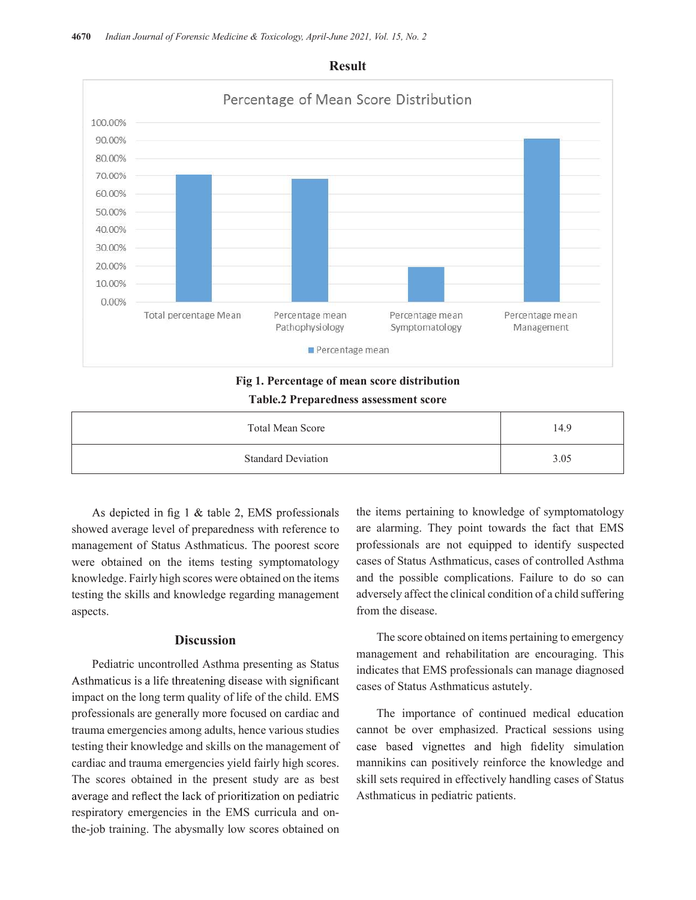## Result

Fig 1. Percentage of mean score distribution

**Table.2 Preparedness assessment score**

| Total Mean Score | 14.9 |
|---|---|
| Standard Deviation | 3.05 |

As depicted in fig 1 & table 2, EMS professionals showed average level of preparedness with reference to management of Status Asthmaticus. The poorest score were obtained on the items testing symptomatology knowledge. Fairly high scores were obtained on the items testing the skills and knowledge regarding management aspects.

## Discussion

Pediatric uncontrolled Asthma presenting as Status Asthmaticus is a life threatening disease with significant impact on the long term quality of life of the child. EMS professionals are generally more focused on cardiac and trauma emergencies among adults, hence various studies testing their knowledge and skills on the management of cardiac and trauma emergencies yield fairly high scores. The scores obtained in the present study are as best average and reflect the lack of prioritization on pediatric respiratory emergencies in the EMS curricula and on-the-job training. The abysmally low scores obtained on the items pertaining to knowledge of symptomatology are alarming. They point towards the fact that EMS professionals are not equipped to identify suspected cases of Status Asthmaticus, cases of controlled Asthma and the possible complications. Failure to do so can adversely affect the clinical condition of a child suffering from the disease.

The score obtained on items pertaining to emergency management and rehabilitation are encouraging. This indicates that EMS professionals can manage diagnosed cases of Status Asthmaticus astutely.

The importance of continued medical education cannot be over emphasized. Practical sessions using case based vignettes and high fidelity simulation mannikins can positively reinforce the knowledge and skill sets required in effectively handling cases of Status Asthmaticus in pediatric patients.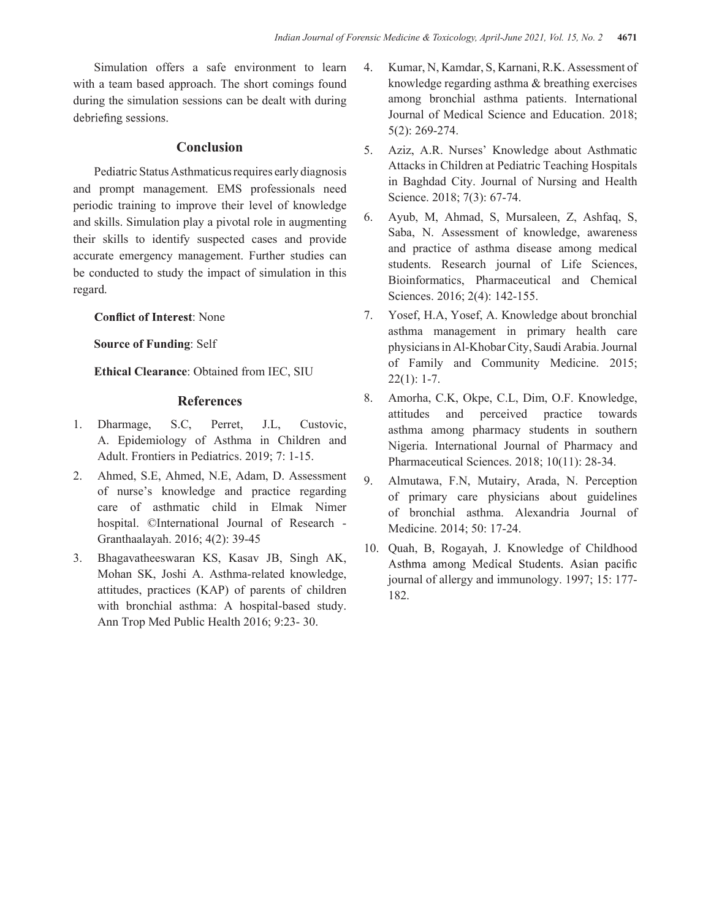Simulation offers a safe environment to learn with a team based approach. The short comings found during the simulation sessions can be dealt with during debriefing sessions.

## Conclusion

Pediatric Status Asthmaticus requires early diagnosis and prompt management. EMS professionals need periodic training to improve their level of knowledge and skills. Simulation play a pivotal role in augmenting their skills to identify suspected cases and provide accurate emergency management. Further studies can be conducted to study the impact of simulation in this regard.

**Conflict of Interest**: None

**Source of Funding**: Self

**Ethical Clearance**: Obtained from IEC, SIU

## References

1. Dharmage, S.C, Perret, J.L, Custovic, A. Epidemiology of Asthma in Children and Adult. Frontiers in Pediatrics. 2019; 7: 1-15.
2. Ahmed, S.E, Ahmed, N.E, Adam, D. Assessment of nurse's knowledge and practice regarding care of asthmatic child in Elmak Nimer hospital. ©International Journal of Research - Granthaalayah. 2016; 4(2): 39-45
3. Bhagavatheeswaran KS, Kasav JB, Singh AK, Mohan SK, Joshi A. Asthma-related knowledge, attitudes, practices (KAP) of parents of children with bronchial asthma: A hospital-based study. Ann Trop Med Public Health 2016; 9:23- 30.
4. Kumar, N, Kamdar, S, Karnani, R.K. Assessment of knowledge regarding asthma & breathing exercises among bronchial asthma patients. International Journal of Medical Science and Education. 2018; 5(2): 269-274.
5. Aziz, A.R. Nurses' Knowledge about Asthmatic Attacks in Children at Pediatric Teaching Hospitals in Baghdad City. Journal of Nursing and Health Science. 2018; 7(3): 67-74.
6. Ayub, M, Ahmad, S, Mursaleen, Z, Ashfaq, S, Saba, N. Assessment of knowledge, awareness and practice of asthma disease among medical students. Research journal of Life Sciences, Bioinformatics, Pharmaceutical and Chemical Sciences. 2016; 2(4): 142-155.
7. Yosef, H.A, Yosef, A. Knowledge about bronchial asthma management in primary health care physicians in Al-Khobar City, Saudi Arabia. Journal of Family and Community Medicine. 2015; 22(1): 1-7.
8. Amorha, C.K, Okpe, C.L, Dim, O.F. Knowledge, attitudes and perceived practice towards asthma among pharmacy students in southern Nigeria. International Journal of Pharmacy and Pharmaceutical Sciences. 2018; 10(11): 28-34.
9. Almutawa, F.N, Mutairy, Arada, N. Perception of primary care physicians about guidelines of bronchial asthma. Alexandria Journal of Medicine. 2014; 50: 17-24.
10. Quah, B, Rogayah, J. Knowledge of Childhood Asthma among Medical Students. Asian pacific journal of allergy and immunology. 1997; 15: 177-182.